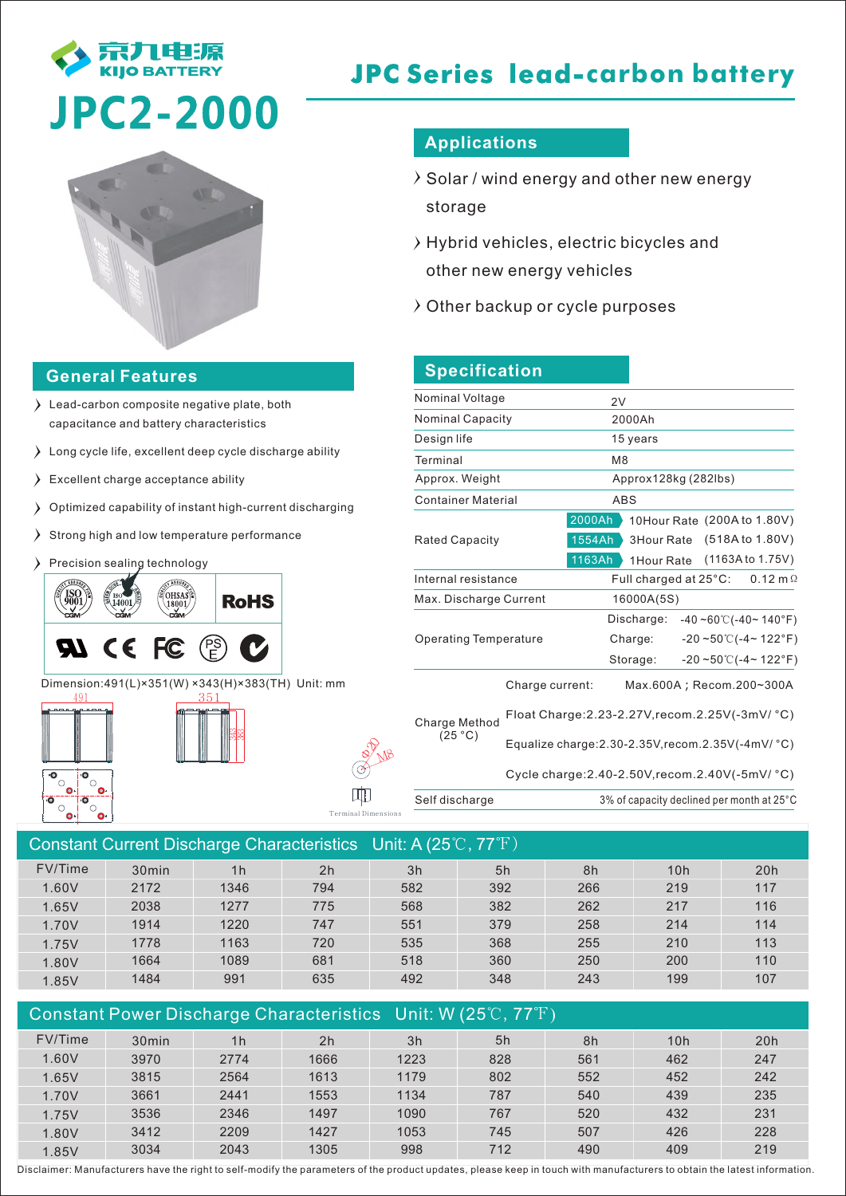京九电源
KIJO BATTERY

# JPC2-2000

# JPC Series lead-carbon battery

## Applications

- Solar / wind energy and other new energy storage
- Hybrid vehicles, electric bicycles and other new energy vehicles
- Other backup or cycle purposes

## General Features

- Lead-carbon composite negative plate, both capacitance and battery characteristics
- Long cycle life, excellent deep cycle discharge ability
- Excellent charge acceptance ability
- Optimized capability of instant high-current discharging
- Strong high and low temperature performance
- Precision sealing technology

ISO 9001, ISO 14001, OHSAS 18001, RoHS, UL, CE, FC, PSE

Dimension:491(L)×351(W) ×343(H)×383(TH) Unit: mm

Terminal Dimensions: Φ20, M8

## Specification

| | |
|---|---|
| Nominal Voltage | 2V |
| Nominal Capacity | 2000Ah |
| Design life | 15 years |
| Terminal | M8 |
| Approx. Weight | Approx128kg (282lbs) |
| Container Material | ABS |
| Rated Capacity | 2000Ah 10Hour Rate (200A to 1.80V)<br>1554Ah 3Hour Rate (518A to 1.80V)<br>1163Ah 1Hour Rate (1163A to 1.75V) |
| Internal resistance | Full charged at 25°C: 0.12 mΩ |
| Max. Discharge Current | 16000A(5S) |
| Operating Temperature | Discharge: -40 ~60℃(-40~ 140°F)<br>Charge: -20 ~50℃(-4~ 122°F)<br>Storage: -20 ~50℃(-4~ 122°F) |
| Charge Method (25 °C) | Charge current: Max.600A ; Recom.200~300A<br>Float Charge:2.23-2.27V,recom.2.25V(-3mV/ °C)<br>Equalize charge:2.30-2.35V,recom.2.35V(-4mV/ °C)<br>Cycle charge:2.40-2.50V,recom.2.40V(-5mV/ °C) |
| Self discharge | 3% of capacity declined per month at 25°C |

## Constant Current Discharge Characteristics Unit: A (25℃, 77℉)

| FV/Time | 30min | 1h | 2h | 3h | 5h | 8h | 10h | 20h |
|---|---|---|---|---|---|---|---|---|
| 1.60V | 2172 | 1346 | 794 | 582 | 392 | 266 | 219 | 117 |
| 1.65V | 2038 | 1277 | 775 | 568 | 382 | 262 | 217 | 116 |
| 1.70V | 1914 | 1220 | 747 | 551 | 379 | 258 | 214 | 114 |
| 1.75V | 1778 | 1163 | 720 | 535 | 368 | 255 | 210 | 113 |
| 1.80V | 1664 | 1089 | 681 | 518 | 360 | 250 | 200 | 110 |
| 1.85V | 1484 | 991 | 635 | 492 | 348 | 243 | 199 | 107 |

## Constant Power Discharge Characteristics Unit: W (25℃, 77℉)

| FV/Time | 30min | 1h | 2h | 3h | 5h | 8h | 10h | 20h |
|---|---|---|---|---|---|---|---|---|
| 1.60V | 3970 | 2774 | 1666 | 1223 | 828 | 561 | 462 | 247 |
| 1.65V | 3815 | 2564 | 1613 | 1179 | 802 | 552 | 452 | 242 |
| 1.70V | 3661 | 2441 | 1553 | 1134 | 787 | 540 | 439 | 235 |
| 1.75V | 3536 | 2346 | 1497 | 1090 | 767 | 520 | 432 | 231 |
| 1.80V | 3412 | 2209 | 1427 | 1053 | 745 | 507 | 426 | 228 |
| 1.85V | 3034 | 2043 | 1305 | 998 | 712 | 490 | 409 | 219 |

Disclaimer: Manufacturers have the right to self-modify the parameters of the product updates, please keep in touch with manufacturers to obtain the latest information.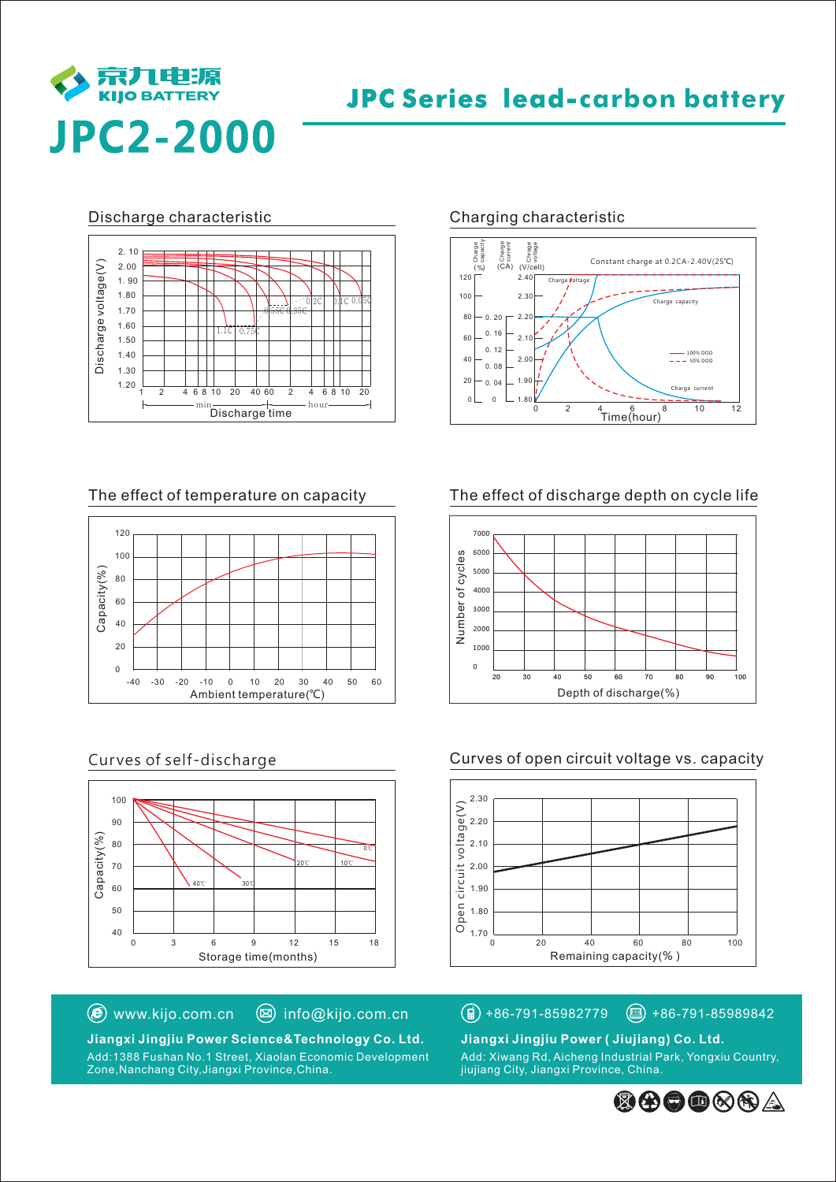京九电源
KIJO BATTERY

# JPC2-2000

## JPC Series lead-carbon battery

### Discharge characteristic

Discharge voltage(V)
2.10
2.00
1.90
1.80
1.70
1.60
1.50
1.40
1.30
1.20
1 2 4 6 8 10 20 40 60 2 4 6 8 10 20
min hour
Discharge time
1.1C 0.75C 0.55C 0.35C 0.2C 0.1C 0.05C

### Charging characteristic

Charge capacity (%)
Charge current (CA)
Charge voltage (V/cell)
Constant charge at 0.2CA-2.40V(25℃)
120 100 80 60 40 20 0
0.20 0.16 0.12 0.08 0.04 0
2.40 2.30 2.20 2.10 2.00 1.90 1.80
Charge voltage
Charge capacity
Charge current
100% DOD
50% DOD
0 2 4 6 8 10 12
Time(hour)

### The effect of temperature on capacity

Capacity(%)
120 100 80 60 40 20 0
-40 -30 -20 -10 0 10 20 30 40 50 60
Ambient temperature(℃)

### The effect of discharge depth on cycle life

Number of cycles
7000 6000 5000 4000 3000 2000 1000 0
20 30 40 50 60 70 80 90 100
Depth of discharge(%)

### Curves of self-discharge

Capacity(%)
100 90 80 70 60 50 40
0 3 6 9 12 15 18
Storage time(months)
40℃ 30℃ 20℃ 10℃ 0℃

### Curves of open circuit voltage vs. capacity

Open circuit voltage(V)
2.30 2.20 2.10 2.00 1.90 1.80 1.70
0 20 40 60 80 100
Remaining capacity(%)

www.kijo.com.cn info@kijo.com.cn

+86-791-85982779 +86-791-85989842

**Jiangxi Jingjiu Power Science&Technology Co. Ltd.**
Add:1388 Fushan No.1 Street, Xiaolan Economic Development Zone,Nanchang City,Jiangxi Province,China.

**Jiangxi Jingjiu Power ( Jiujiang) Co. Ltd.**
Add: Xiwang Rd, Aicheng Industrial Park, Yongxiu Country, jiujiang City, Jiangxi Province, China.